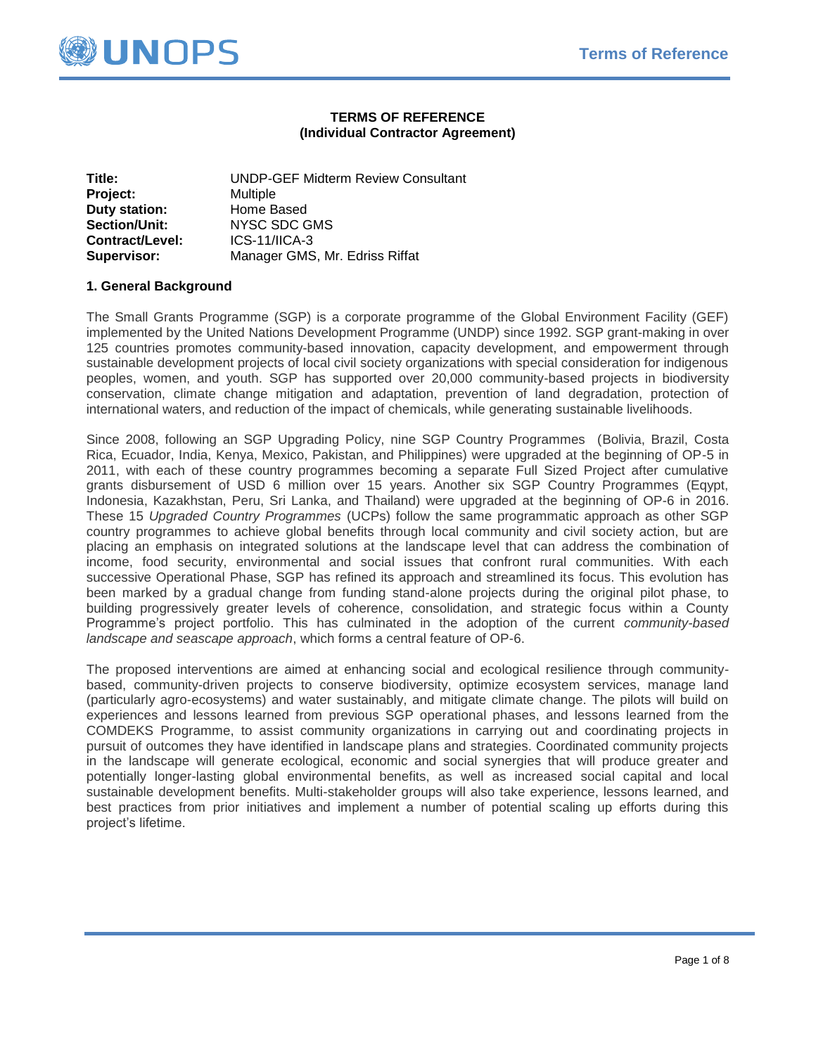**TERMS OF REFERENCE**
**(Individual Contractor Agreement)**

| | |
|---|---|
| **Title:** | UNDP-GEF Midterm Review Consultant |
| **Project:** | Multiple |
| **Duty station:** | Home Based |
| **Section/Unit:** | NYSC SDC GMS |
| **Contract/Level:** | ICS-11/IICA-3 |
| **Supervisor:** | Manager GMS, Mr. Edriss Riffat |

## 1. General Background

The Small Grants Programme (SGP) is a corporate programme of the Global Environment Facility (GEF) implemented by the United Nations Development Programme (UNDP) since 1992. SGP grant-making in over 125 countries promotes community-based innovation, capacity development, and empowerment through sustainable development projects of local civil society organizations with special consideration for indigenous peoples, women, and youth. SGP has supported over 20,000 community-based projects in biodiversity conservation, climate change mitigation and adaptation, prevention of land degradation, protection of international waters, and reduction of the impact of chemicals, while generating sustainable livelihoods.

Since 2008, following an SGP Upgrading Policy, nine SGP Country Programmes (Bolivia, Brazil, Costa Rica, Ecuador, India, Kenya, Mexico, Pakistan, and Philippines) were upgraded at the beginning of OP-5 in 2011, with each of these country programmes becoming a separate Full Sized Project after cumulative grants disbursement of USD 6 million over 15 years. Another six SGP Country Programmes (Eqypt, Indonesia, Kazakhstan, Peru, Sri Lanka, and Thailand) were upgraded at the beginning of OP-6 in 2016. These 15 *Upgraded Country Programmes* (UCPs) follow the same programmatic approach as other SGP country programmes to achieve global benefits through local community and civil society action, but are placing an emphasis on integrated solutions at the landscape level that can address the combination of income, food security, environmental and social issues that confront rural communities. With each successive Operational Phase, SGP has refined its approach and streamlined its focus. This evolution has been marked by a gradual change from funding stand-alone projects during the original pilot phase, to building progressively greater levels of coherence, consolidation, and strategic focus within a County Programme's project portfolio. This has culminated in the adoption of the current *community-based landscape and seascape approach*, which forms a central feature of OP-6.

The proposed interventions are aimed at enhancing social and ecological resilience through community-based, community-driven projects to conserve biodiversity, optimize ecosystem services, manage land (particularly agro-ecosystems) and water sustainably, and mitigate climate change. The pilots will build on experiences and lessons learned from previous SGP operational phases, and lessons learned from the COMDEKS Programme, to assist community organizations in carrying out and coordinating projects in pursuit of outcomes they have identified in landscape plans and strategies. Coordinated community projects in the landscape will generate ecological, economic and social synergies that will produce greater and potentially longer-lasting global environmental benefits, as well as increased social capital and local sustainable development benefits. Multi-stakeholder groups will also take experience, lessons learned, and best practices from prior initiatives and implement a number of potential scaling up efforts during this project's lifetime.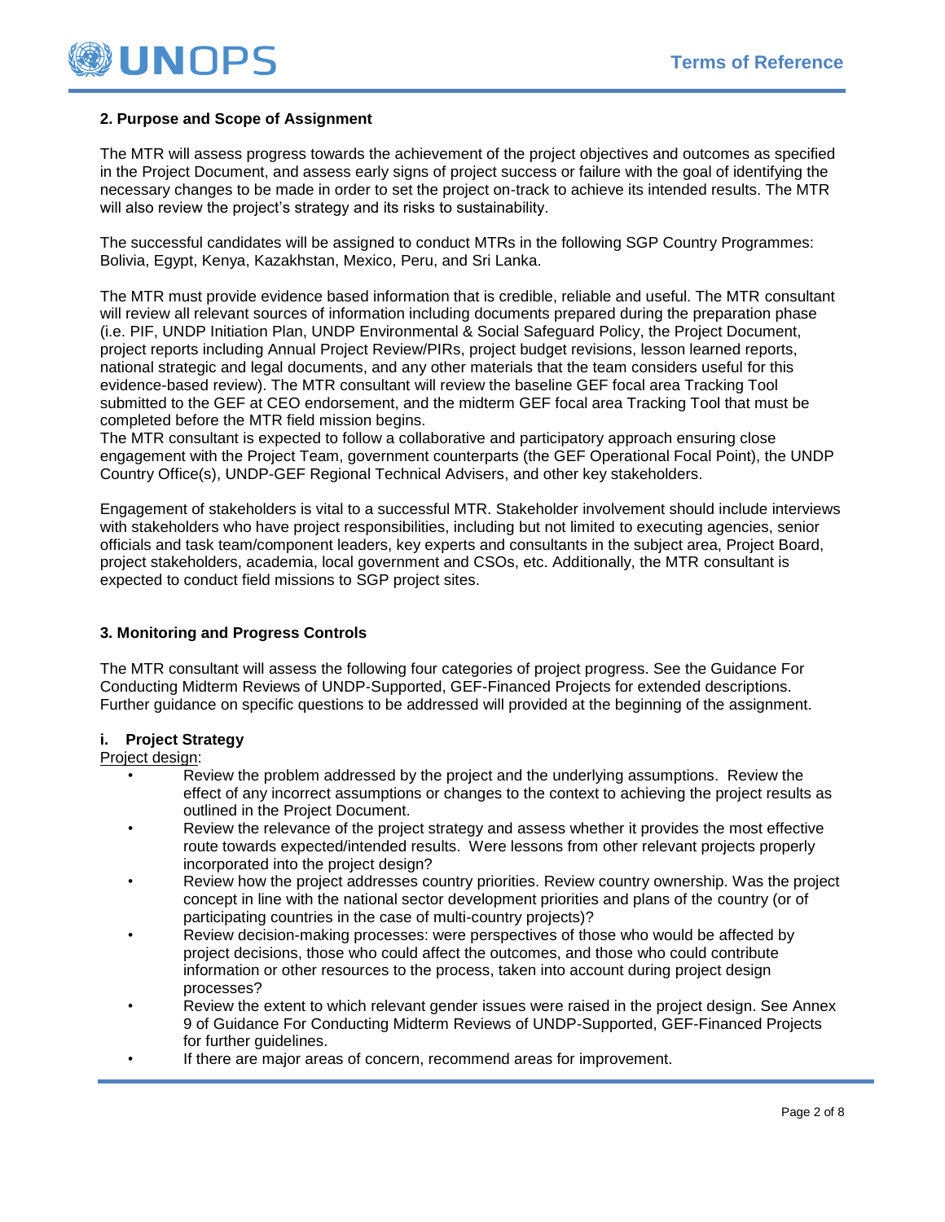## 2. Purpose and Scope of Assignment

The MTR will assess progress towards the achievement of the project objectives and outcomes as specified in the Project Document, and assess early signs of project success or failure with the goal of identifying the necessary changes to be made in order to set the project on-track to achieve its intended results. The MTR will also review the project's strategy and its risks to sustainability.

The successful candidates will be assigned to conduct MTRs in the following SGP Country Programmes: Bolivia, Egypt, Kenya, Kazakhstan, Mexico, Peru, and Sri Lanka.

The MTR must provide evidence based information that is credible, reliable and useful. The MTR consultant will review all relevant sources of information including documents prepared during the preparation phase (i.e. PIF, UNDP Initiation Plan, UNDP Environmental & Social Safeguard Policy, the Project Document, project reports including Annual Project Review/PIRs, project budget revisions, lesson learned reports, national strategic and legal documents, and any other materials that the team considers useful for this evidence-based review). The MTR consultant will review the baseline GEF focal area Tracking Tool submitted to the GEF at CEO endorsement, and the midterm GEF focal area Tracking Tool that must be completed before the MTR field mission begins.
The MTR consultant is expected to follow a collaborative and participatory approach ensuring close engagement with the Project Team, government counterparts (the GEF Operational Focal Point), the UNDP Country Office(s), UNDP-GEF Regional Technical Advisers, and other key stakeholders.

Engagement of stakeholders is vital to a successful MTR. Stakeholder involvement should include interviews with stakeholders who have project responsibilities, including but not limited to executing agencies, senior officials and task team/component leaders, key experts and consultants in the subject area, Project Board, project stakeholders, academia, local government and CSOs, etc. Additionally, the MTR consultant is expected to conduct field missions to SGP project sites.

## 3. Monitoring and Progress Controls

The MTR consultant will assess the following four categories of project progress. See the Guidance For Conducting Midterm Reviews of UNDP-Supported, GEF-Financed Projects for extended descriptions. Further guidance on specific questions to be addressed will provided at the beginning of the assignment.

### i. Project Strategy

Project design:

- Review the problem addressed by the project and the underlying assumptions. Review the effect of any incorrect assumptions or changes to the context to achieving the project results as outlined in the Project Document.
- Review the relevance of the project strategy and assess whether it provides the most effective route towards expected/intended results. Were lessons from other relevant projects properly incorporated into the project design?
- Review how the project addresses country priorities. Review country ownership. Was the project concept in line with the national sector development priorities and plans of the country (or of participating countries in the case of multi-country projects)?
- Review decision-making processes: were perspectives of those who would be affected by project decisions, those who could affect the outcomes, and those who could contribute information or other resources to the process, taken into account during project design processes?
- Review the extent to which relevant gender issues were raised in the project design. See Annex 9 of Guidance For Conducting Midterm Reviews of UNDP-Supported, GEF-Financed Projects for further guidelines.
- If there are major areas of concern, recommend areas for improvement.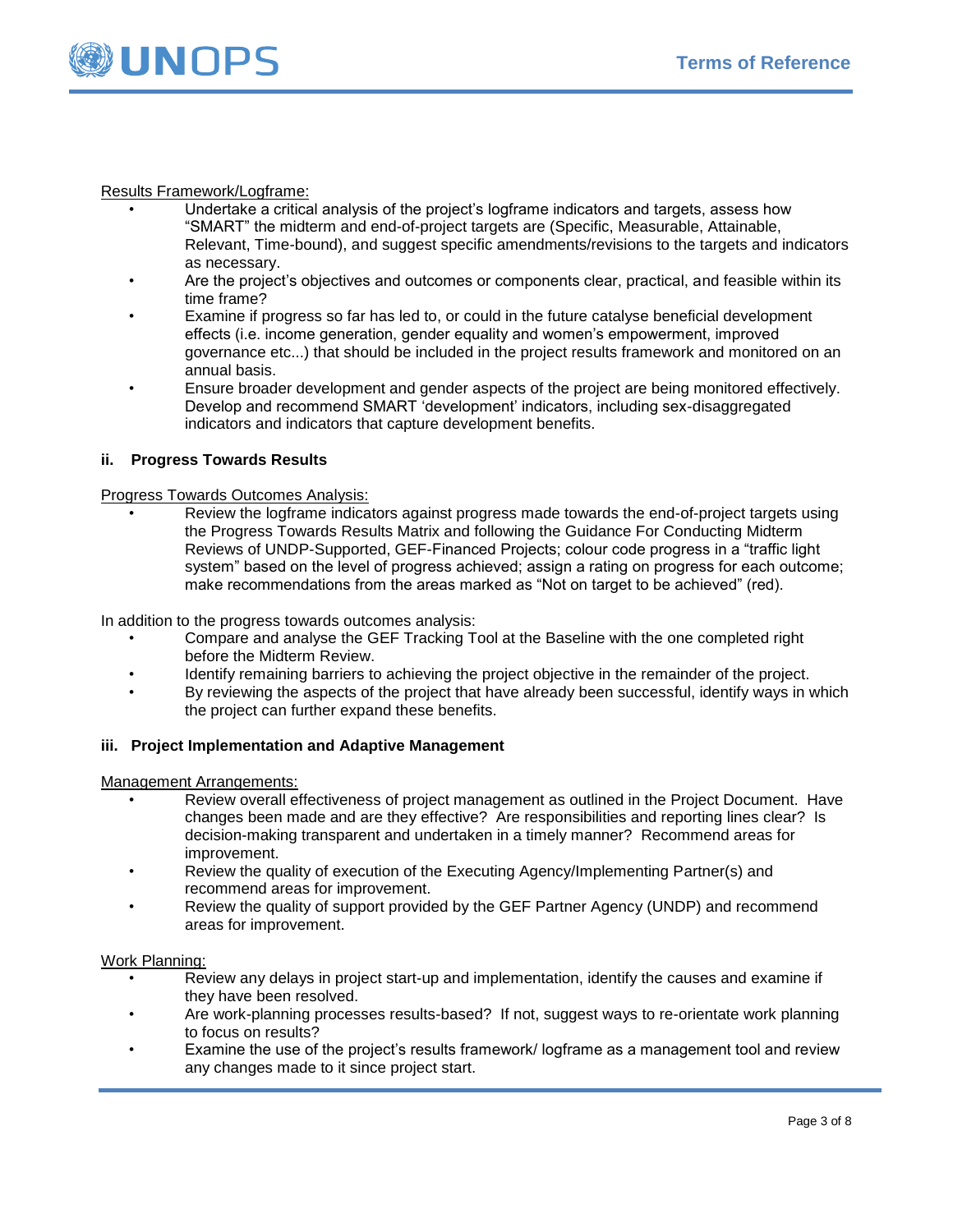Results Framework/Logframe:

- Undertake a critical analysis of the project's logframe indicators and targets, assess how "SMART" the midterm and end-of-project targets are (Specific, Measurable, Attainable, Relevant, Time-bound), and suggest specific amendments/revisions to the targets and indicators as necessary.
- Are the project's objectives and outcomes or components clear, practical, and feasible within its time frame?
- Examine if progress so far has led to, or could in the future catalyse beneficial development effects (i.e. income generation, gender equality and women's empowerment, improved governance etc...) that should be included in the project results framework and monitored on an annual basis.
- Ensure broader development and gender aspects of the project are being monitored effectively. Develop and recommend SMART 'development' indicators, including sex-disaggregated indicators and indicators that capture development benefits.

### ii. Progress Towards Results

Progress Towards Outcomes Analysis:

- Review the logframe indicators against progress made towards the end-of-project targets using the Progress Towards Results Matrix and following the Guidance For Conducting Midterm Reviews of UNDP-Supported, GEF-Financed Projects; colour code progress in a "traffic light system" based on the level of progress achieved; assign a rating on progress for each outcome; make recommendations from the areas marked as "Not on target to be achieved" (red).

In addition to the progress towards outcomes analysis:

- Compare and analyse the GEF Tracking Tool at the Baseline with the one completed right before the Midterm Review.
- Identify remaining barriers to achieving the project objective in the remainder of the project.
- By reviewing the aspects of the project that have already been successful, identify ways in which the project can further expand these benefits.

### iii. Project Implementation and Adaptive Management

Management Arrangements:

- Review overall effectiveness of project management as outlined in the Project Document. Have changes been made and are they effective? Are responsibilities and reporting lines clear? Is decision-making transparent and undertaken in a timely manner? Recommend areas for improvement.
- Review the quality of execution of the Executing Agency/Implementing Partner(s) and recommend areas for improvement.
- Review the quality of support provided by the GEF Partner Agency (UNDP) and recommend areas for improvement.

Work Planning:

- Review any delays in project start-up and implementation, identify the causes and examine if they have been resolved.
- Are work-planning processes results-based? If not, suggest ways to re-orientate work planning to focus on results?
- Examine the use of the project's results framework/ logframe as a management tool and review any changes made to it since project start.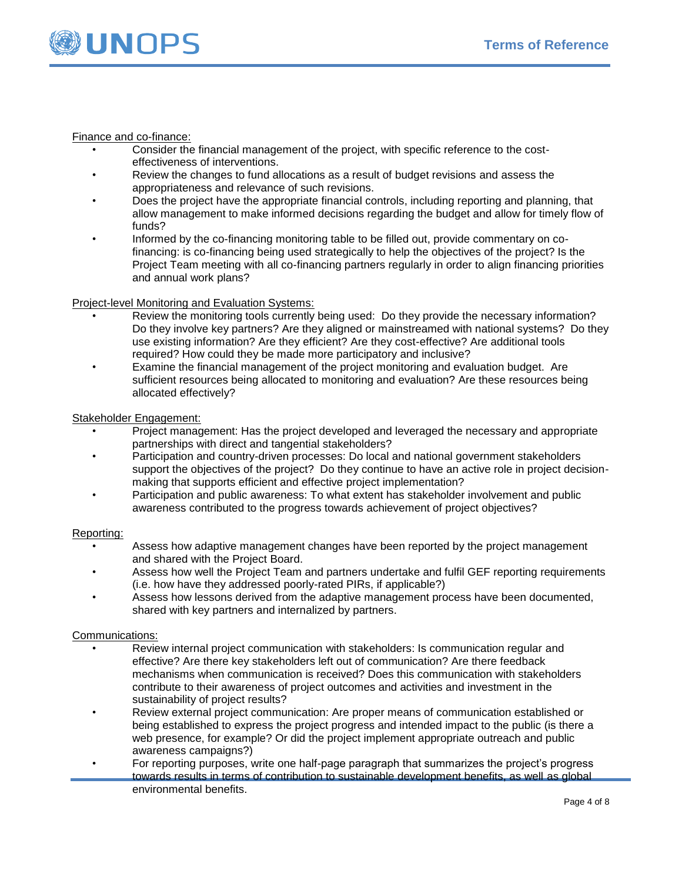Finance and co-finance:

- Consider the financial management of the project, with specific reference to the cost-effectiveness of interventions.
- Review the changes to fund allocations as a result of budget revisions and assess the appropriateness and relevance of such revisions.
- Does the project have the appropriate financial controls, including reporting and planning, that allow management to make informed decisions regarding the budget and allow for timely flow of funds?
- Informed by the co-financing monitoring table to be filled out, provide commentary on co-financing: is co-financing being used strategically to help the objectives of the project? Is the Project Team meeting with all co-financing partners regularly in order to align financing priorities and annual work plans?

Project-level Monitoring and Evaluation Systems:

- Review the monitoring tools currently being used: Do they provide the necessary information? Do they involve key partners? Are they aligned or mainstreamed with national systems? Do they use existing information? Are they efficient? Are they cost-effective? Are additional tools required? How could they be made more participatory and inclusive?
- Examine the financial management of the project monitoring and evaluation budget. Are sufficient resources being allocated to monitoring and evaluation? Are these resources being allocated effectively?

Stakeholder Engagement:

- Project management: Has the project developed and leveraged the necessary and appropriate partnerships with direct and tangential stakeholders?
- Participation and country-driven processes: Do local and national government stakeholders support the objectives of the project? Do they continue to have an active role in project decision-making that supports efficient and effective project implementation?
- Participation and public awareness: To what extent has stakeholder involvement and public awareness contributed to the progress towards achievement of project objectives?

Reporting:

- Assess how adaptive management changes have been reported by the project management and shared with the Project Board.
- Assess how well the Project Team and partners undertake and fulfil GEF reporting requirements (i.e. how have they addressed poorly-rated PIRs, if applicable?)
- Assess how lessons derived from the adaptive management process have been documented, shared with key partners and internalized by partners.

Communications:

- Review internal project communication with stakeholders: Is communication regular and effective? Are there key stakeholders left out of communication? Are there feedback mechanisms when communication is received? Does this communication with stakeholders contribute to their awareness of project outcomes and activities and investment in the sustainability of project results?
- Review external project communication: Are proper means of communication established or being established to express the project progress and intended impact to the public (is there a web presence, for example? Or did the project implement appropriate outreach and public awareness campaigns?)
- For reporting purposes, write one half-page paragraph that summarizes the project's progress towards results in terms of contribution to sustainable development benefits, as well as global environmental benefits.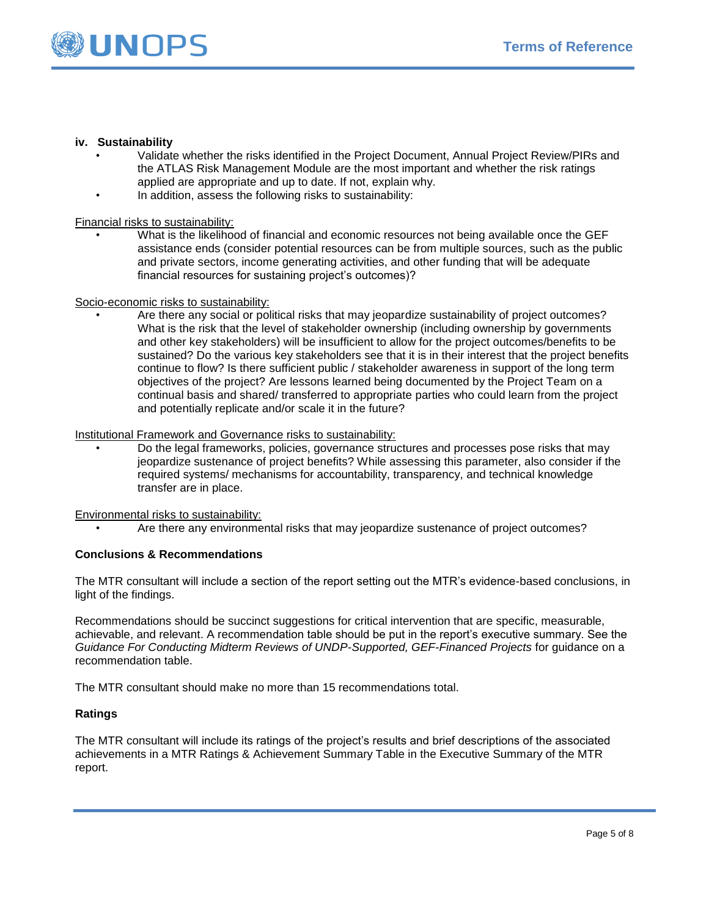### iv. Sustainability

- Validate whether the risks identified in the Project Document, Annual Project Review/PIRs and the ATLAS Risk Management Module are the most important and whether the risk ratings applied are appropriate and up to date. If not, explain why.
- In addition, assess the following risks to sustainability:

Financial risks to sustainability:

- What is the likelihood of financial and economic resources not being available once the GEF assistance ends (consider potential resources can be from multiple sources, such as the public and private sectors, income generating activities, and other funding that will be adequate financial resources for sustaining project's outcomes)?

Socio-economic risks to sustainability:

- Are there any social or political risks that may jeopardize sustainability of project outcomes? What is the risk that the level of stakeholder ownership (including ownership by governments and other key stakeholders) will be insufficient to allow for the project outcomes/benefits to be sustained? Do the various key stakeholders see that it is in their interest that the project benefits continue to flow? Is there sufficient public / stakeholder awareness in support of the long term objectives of the project? Are lessons learned being documented by the Project Team on a continual basis and shared/ transferred to appropriate parties who could learn from the project and potentially replicate and/or scale it in the future?

Institutional Framework and Governance risks to sustainability:

- Do the legal frameworks, policies, governance structures and processes pose risks that may jeopardize sustenance of project benefits? While assessing this parameter, also consider if the required systems/ mechanisms for accountability, transparency, and technical knowledge transfer are in place.

Environmental risks to sustainability:

- Are there any environmental risks that may jeopardize sustenance of project outcomes?

**Conclusions & Recommendations**

The MTR consultant will include a section of the report setting out the MTR's evidence-based conclusions, in light of the findings.

Recommendations should be succinct suggestions for critical intervention that are specific, measurable, achievable, and relevant. A recommendation table should be put in the report's executive summary. See the *Guidance For Conducting Midterm Reviews of UNDP-Supported, GEF-Financed Projects* for guidance on a recommendation table.

The MTR consultant should make no more than 15 recommendations total.

**Ratings**

The MTR consultant will include its ratings of the project's results and brief descriptions of the associated achievements in a MTR Ratings & Achievement Summary Table in the Executive Summary of the MTR report.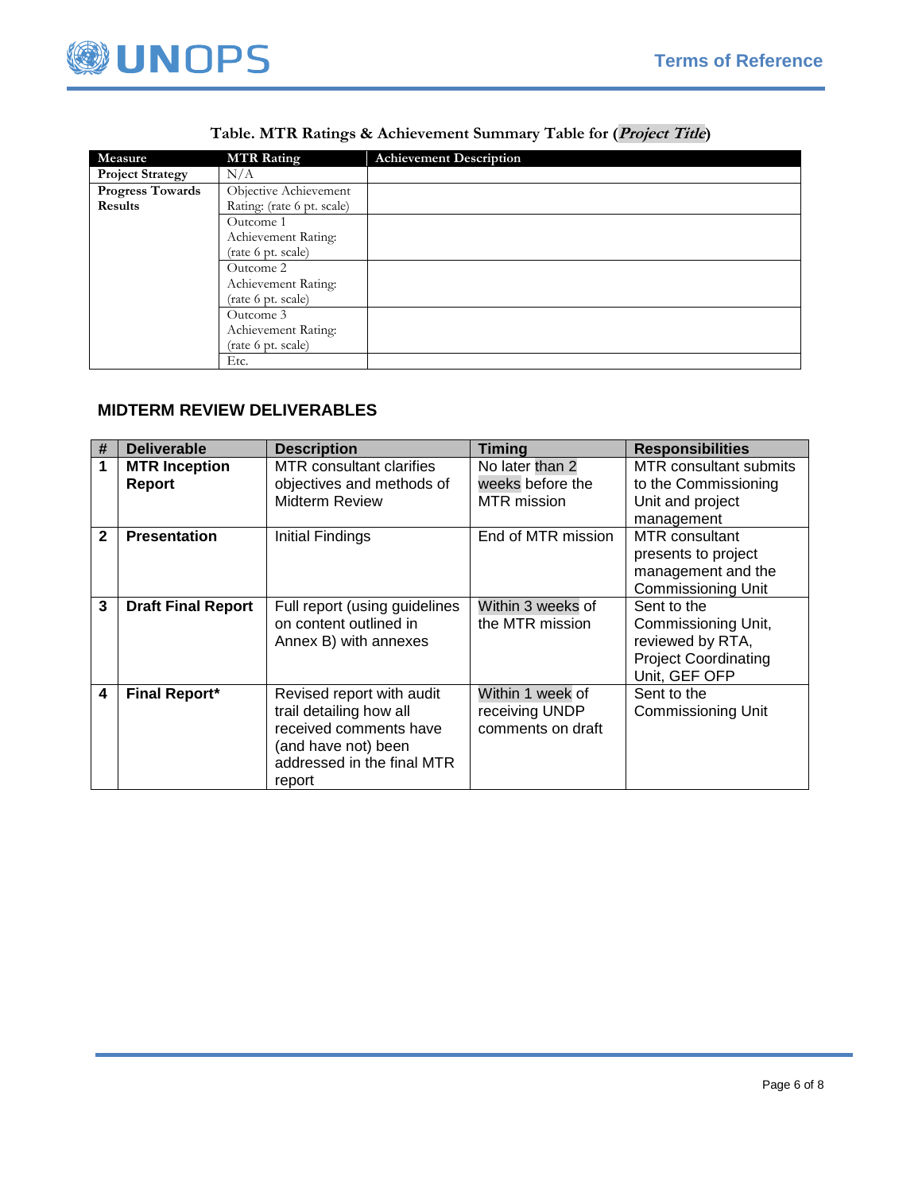**Table. MTR Ratings & Achievement Summary Table for (*Project Title*)**

| Measure | MTR Rating | Achievement Description |
|---|---|---|
| **Project Strategy** | N/A | |
| **Progress Towards Results** | Objective Achievement Rating: (rate 6 pt. scale) | |
| | Outcome 1 Achievement Rating: (rate 6 pt. scale) | |
| | Outcome 2 Achievement Rating: (rate 6 pt. scale) | |
| | Outcome 3 Achievement Rating: (rate 6 pt. scale) | |
| | Etc. | |

## MIDTERM REVIEW DELIVERABLES

| # | Deliverable | Description | Timing | Responsibilities |
|---|---|---|---|---|
| **1** | **MTR Inception Report** | MTR consultant clarifies objectives and methods of Midterm Review | No later than 2 weeks before the MTR mission | MTR consultant submits to the Commissioning Unit and project management |
| **2** | **Presentation** | Initial Findings | End of MTR mission | MTR consultant presents to project management and the Commissioning Unit |
| **3** | **Draft Final Report** | Full report (using guidelines on content outlined in Annex B) with annexes | Within 3 weeks of the MTR mission | Sent to the Commissioning Unit, reviewed by RTA, Project Coordinating Unit, GEF OFP |
| **4** | **Final Report*** | Revised report with audit trail detailing how all received comments have (and have not) been addressed in the final MTR report | Within 1 week of receiving UNDP comments on draft | Sent to the Commissioning Unit |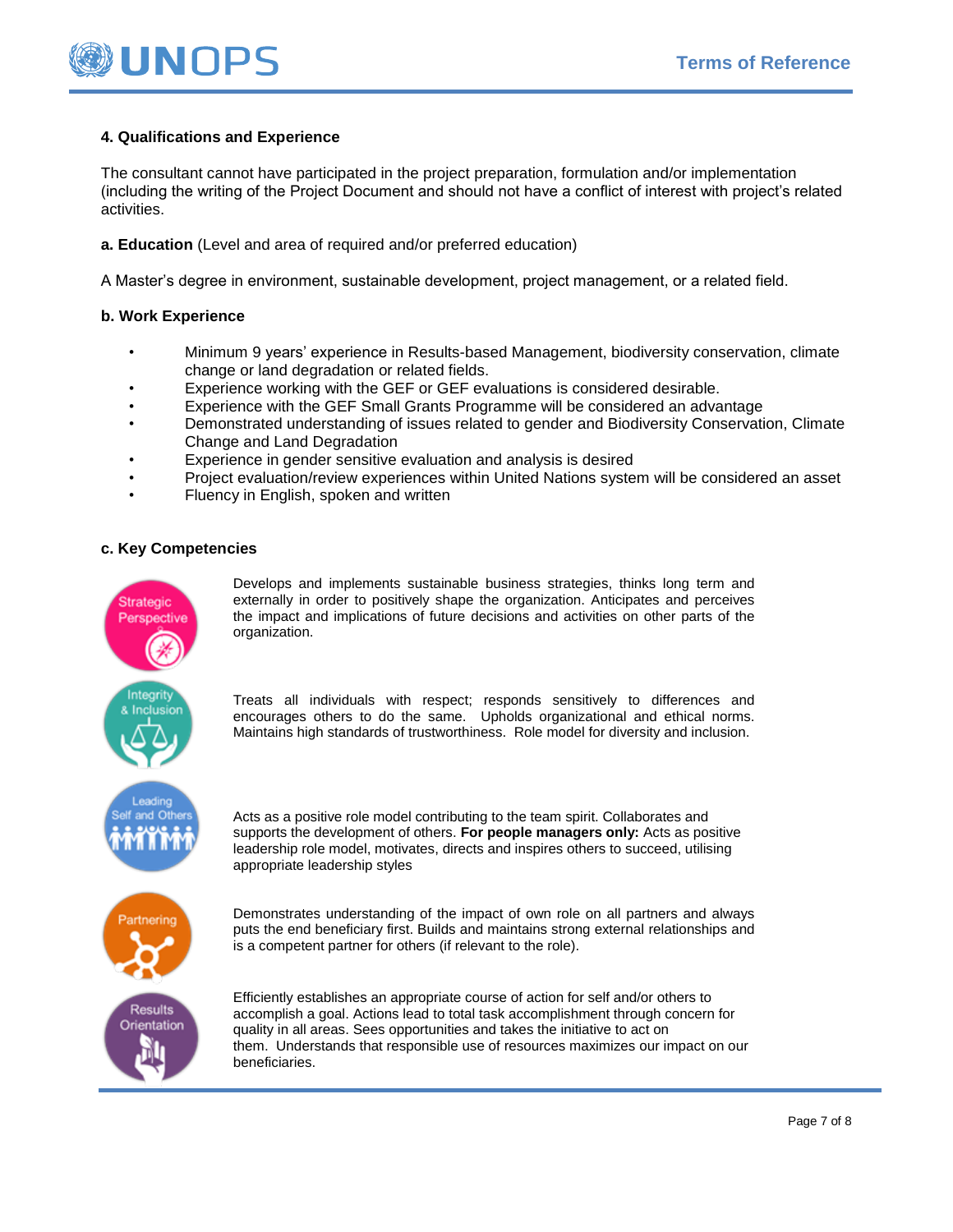### 4. Qualifications and Experience

The consultant cannot have participated in the project preparation, formulation and/or implementation (including the writing of the Project Document and should not have a conflict of interest with project's related activities.

**a. Education** (Level and area of required and/or preferred education)

A Master's degree in environment, sustainable development, project management, or a related field.

**b. Work Experience**

- Minimum 9 years' experience in Results-based Management, biodiversity conservation, climate change or land degradation or related fields.
- Experience working with the GEF or GEF evaluations is considered desirable.
- Experience with the GEF Small Grants Programme will be considered an advantage
- Demonstrated understanding of issues related to gender and Biodiversity Conservation, Climate Change and Land Degradation
- Experience in gender sensitive evaluation and analysis is desired
- Project evaluation/review experiences within United Nations system will be considered an asset
- Fluency in English, spoken and written

**c. Key Competencies**

**Strategic Perspective**

Develops and implements sustainable business strategies, thinks long term and externally in order to positively shape the organization. Anticipates and perceives the impact and implications of future decisions and activities on other parts of the organization.

**Integrity & Inclusion**

Treats all individuals with respect; responds sensitively to differences and encourages others to do the same. Upholds organizational and ethical norms. Maintains high standards of trustworthiness. Role model for diversity and inclusion.

**Leading Self and Others**

Acts as a positive role model contributing to the team spirit. Collaborates and supports the development of others. **For people managers only:** Acts as positive leadership role model, motivates, directs and inspires others to succeed, utilising appropriate leadership styles

**Partnering**

Demonstrates understanding of the impact of own role on all partners and always puts the end beneficiary first. Builds and maintains strong external relationships and is a competent partner for others (if relevant to the role).

**Results Orientation**

Efficiently establishes an appropriate course of action for self and/or others to accomplish a goal. Actions lead to total task accomplishment through concern for quality in all areas. Sees opportunities and takes the initiative to act on them. Understands that responsible use of resources maximizes our impact on our beneficiaries.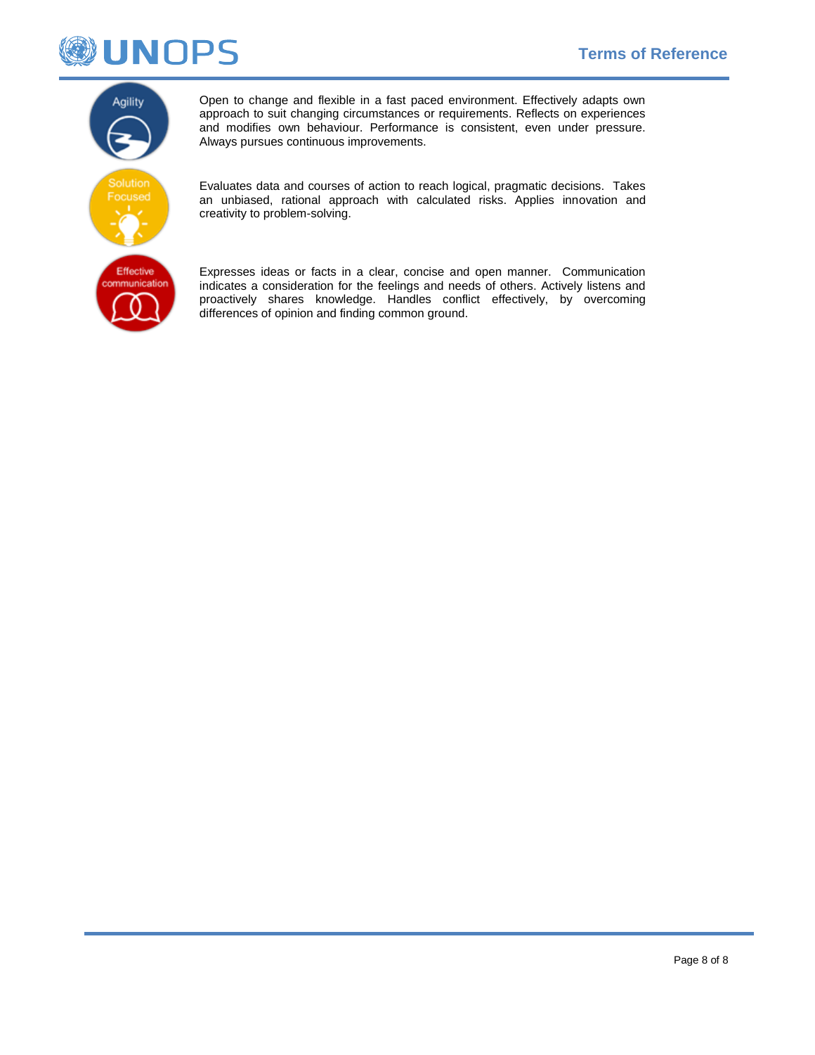Agility

Open to change and flexible in a fast paced environment. Effectively adapts own approach to suit changing circumstances or requirements. Reflects on experiences and modifies own behaviour. Performance is consistent, even under pressure. Always pursues continuous improvements.

Solution Focused

Evaluates data and courses of action to reach logical, pragmatic decisions. Takes an unbiased, rational approach with calculated risks. Applies innovation and creativity to problem-solving.

Effective communication

Expresses ideas or facts in a clear, concise and open manner. Communication indicates a consideration for the feelings and needs of others. Actively listens and proactively shares knowledge. Handles conflict effectively, by overcoming differences of opinion and finding common ground.